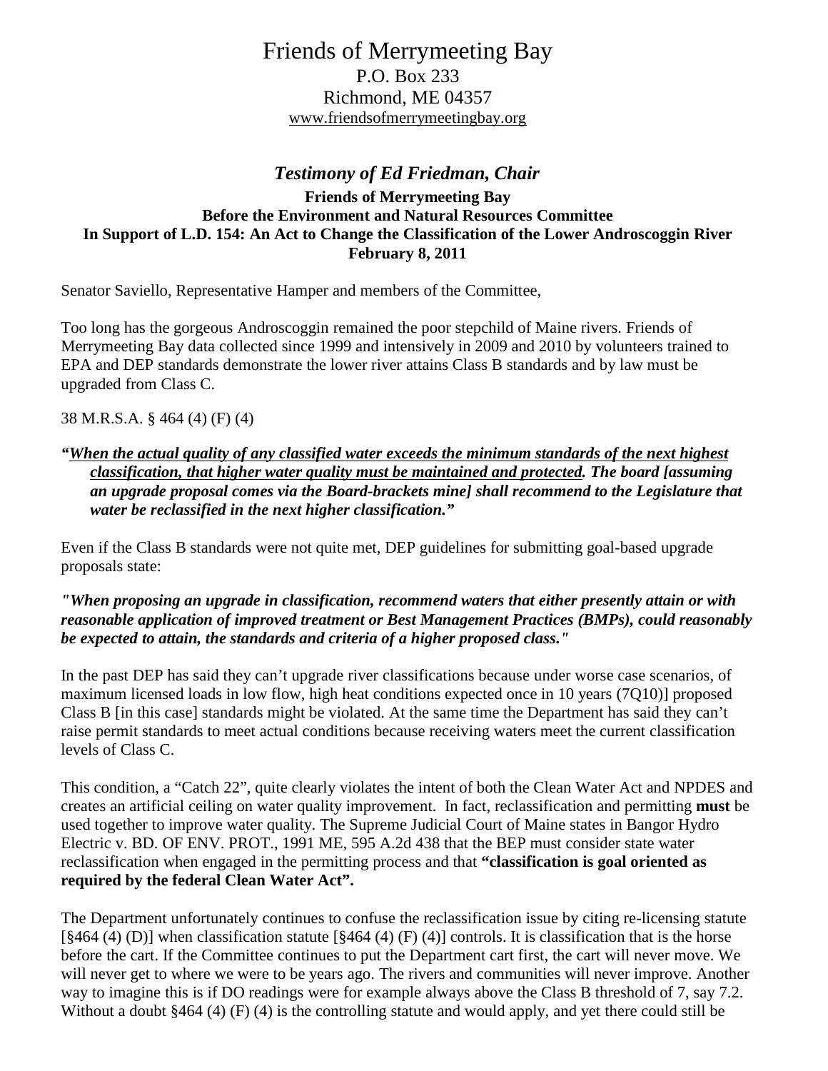# Friends of Merrymeeting Bay

P.O. Box 233
Richmond, ME 04357
www.friendsofmerrymeetingbay.org

## *Testimony of Ed Friedman, Chair*

**Friends of Merrymeeting Bay**
**Before the Environment and Natural Resources Committee**
**In Support of L.D. 154: An Act to Change the Classification of the Lower Androscoggin River**
**February 8, 2011**

Senator Saviello, Representative Hamper and members of the Committee,

Too long has the gorgeous Androscoggin remained the poor stepchild of Maine rivers. Friends of Merrymeeting Bay data collected since 1999 and intensively in 2009 and 2010 by volunteers trained to EPA and DEP standards demonstrate the lower river attains Class B standards and by law must be upgraded from Class C.

38 M.R.S.A. § 464 (4) (F) (4)

***"<u>When the actual quality of any classified water exceeds the minimum standards of the next highest classification, that higher water quality must be maintained and protected</u>. The board [assuming an upgrade proposal comes via the Board-brackets mine] shall recommend to the Legislature that water be reclassified in the next higher classification."***

Even if the Class B standards were not quite met, DEP guidelines for submitting goal-based upgrade proposals state:

***"When proposing an upgrade in classification, recommend waters that either presently attain or with reasonable application of improved treatment or Best Management Practices (BMPs), could reasonably be expected to attain, the standards and criteria of a higher proposed class."***

In the past DEP has said they can't upgrade river classifications because under worse case scenarios, of maximum licensed loads in low flow, high heat conditions expected once in 10 years (7Q10)] proposed Class B [in this case] standards might be violated. At the same time the Department has said they can't raise permit standards to meet actual conditions because receiving waters meet the current classification levels of Class C.

This condition, a "Catch 22", quite clearly violates the intent of both the Clean Water Act and NPDES and creates an artificial ceiling on water quality improvement. In fact, reclassification and permitting **must** be used together to improve water quality. The Supreme Judicial Court of Maine states in Bangor Hydro Electric v. BD. OF ENV. PROT., 1991 ME, 595 A.2d 438 that the BEP must consider state water reclassification when engaged in the permitting process and that **"classification is goal oriented as required by the federal Clean Water Act".**

The Department unfortunately continues to confuse the reclassification issue by citing re-licensing statute [§464 (4) (D)] when classification statute [§464 (4) (F) (4)] controls. It is classification that is the horse before the cart. If the Committee continues to put the Department cart first, the cart will never move. We will never get to where we were to be years ago. The rivers and communities will never improve. Another way to imagine this is if DO readings were for example always above the Class B threshold of 7, say 7.2. Without a doubt §464 (4) (F) (4) is the controlling statute and would apply, and yet there could still be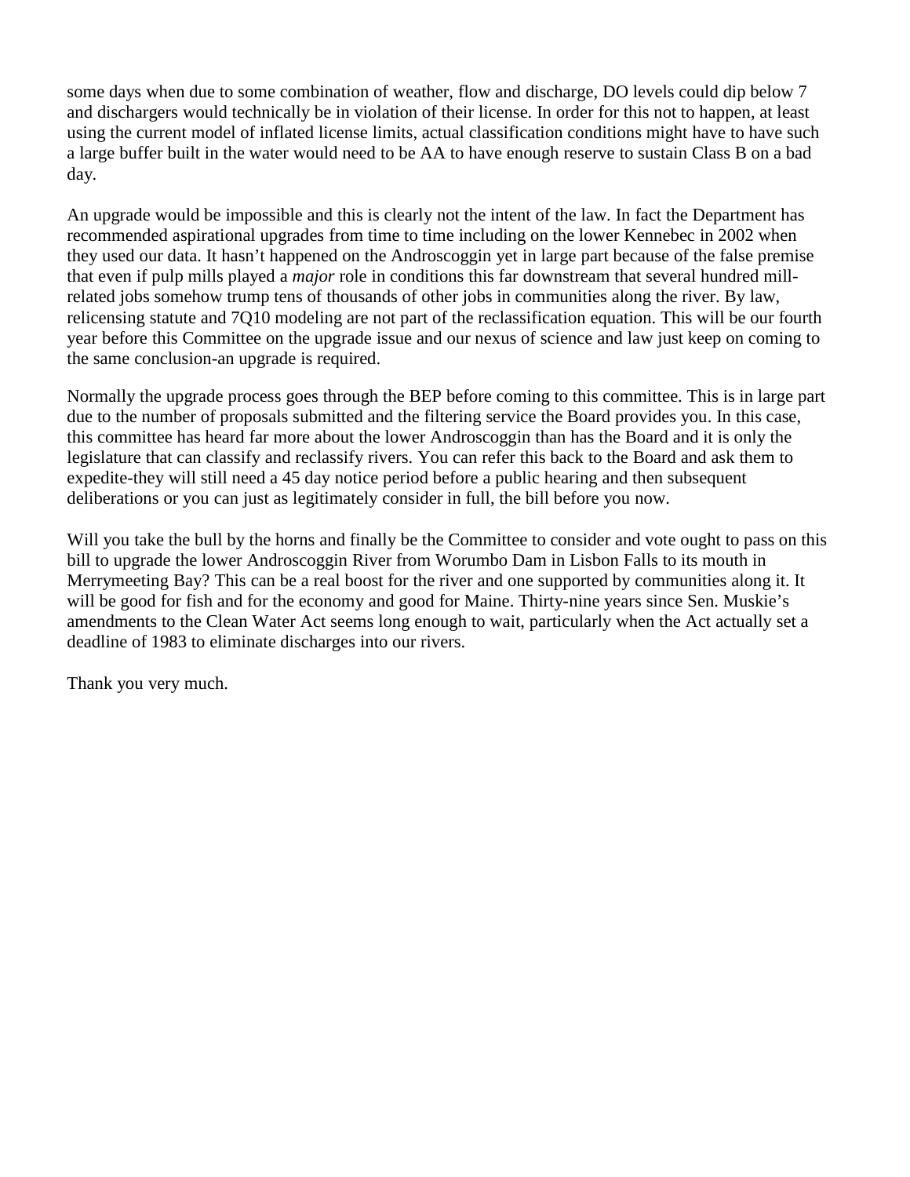some days when due to some combination of weather, flow and discharge, DO levels could dip below 7 and dischargers would technically be in violation of their license. In order for this not to happen, at least using the current model of inflated license limits, actual classification conditions might have to have such a large buffer built in the water would need to be AA to have enough reserve to sustain Class B on a bad day.

An upgrade would be impossible and this is clearly not the intent of the law. In fact the Department has recommended aspirational upgrades from time to time including on the lower Kennebec in 2002 when they used our data. It hasn't happened on the Androscoggin yet in large part because of the false premise that even if pulp mills played a *major* role in conditions this far downstream that several hundred mill-related jobs somehow trump tens of thousands of other jobs in communities along the river. By law, relicensing statute and 7Q10 modeling are not part of the reclassification equation. This will be our fourth year before this Committee on the upgrade issue and our nexus of science and law just keep on coming to the same conclusion-an upgrade is required.

Normally the upgrade process goes through the BEP before coming to this committee. This is in large part due to the number of proposals submitted and the filtering service the Board provides you. In this case, this committee has heard far more about the lower Androscoggin than has the Board and it is only the legislature that can classify and reclassify rivers. You can refer this back to the Board and ask them to expedite-they will still need a 45 day notice period before a public hearing and then subsequent deliberations or you can just as legitimately consider in full, the bill before you now.

Will you take the bull by the horns and finally be the Committee to consider and vote ought to pass on this bill to upgrade the lower Androscoggin River from Worumbo Dam in Lisbon Falls to its mouth in Merrymeeting Bay? This can be a real boost for the river and one supported by communities along it. It will be good for fish and for the economy and good for Maine. Thirty-nine years since Sen. Muskie's amendments to the Clean Water Act seems long enough to wait, particularly when the Act actually set a deadline of 1983 to eliminate discharges into our rivers.

Thank you very much.